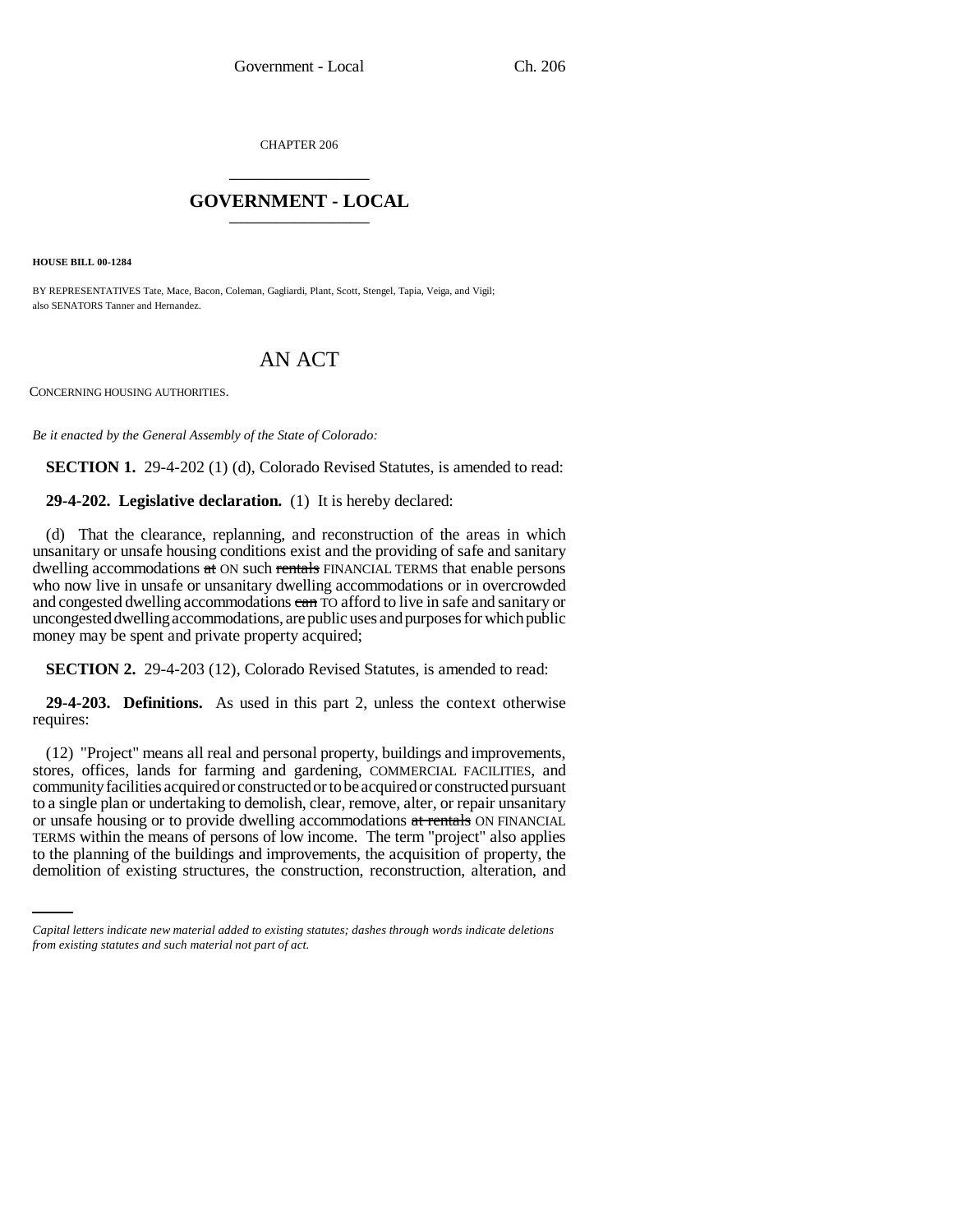CHAPTER 206

## GOVERNMENT - LOCAL

**HOUSE BILL 00-1284**

BY REPRESENTATIVES Tate, Mace, Bacon, Coleman, Gagliardi, Plant, Scott, Stengel, Tapia, Veiga, and Vigil;
also SENATORS Tanner and Hernandez.

# AN ACT

CONCERNING HOUSING AUTHORITIES.

*Be it enacted by the General Assembly of the State of Colorado:*

**SECTION 1.** 29-4-202 (1) (d), Colorado Revised Statutes, is amended to read:

**29-4-202. Legislative declaration.** (1) It is hereby declared:

(d) That the clearance, replanning, and reconstruction of the areas in which unsanitary or unsafe housing conditions exist and the providing of safe and sanitary dwelling accommodations ~~at~~ ON such ~~rentals~~ FINANCIAL TERMS that enable persons who now live in unsafe or unsanitary dwelling accommodations or in overcrowded and congested dwelling accommodations ~~can~~ TO afford to live in safe and sanitary or uncongested dwelling accommodations, are public uses and purposes for which public money may be spent and private property acquired;

**SECTION 2.** 29-4-203 (12), Colorado Revised Statutes, is amended to read:

**29-4-203. Definitions.** As used in this part 2, unless the context otherwise requires:

(12) "Project" means all real and personal property, buildings and improvements, stores, offices, lands for farming and gardening, COMMERCIAL FACILITIES, and community facilities acquired or constructed or to be acquired or constructed pursuant to a single plan or undertaking to demolish, clear, remove, alter, or repair unsanitary or unsafe housing or to provide dwelling accommodations ~~at rentals~~ ON FINANCIAL TERMS within the means of persons of low income. The term "project" also applies to the planning of the buildings and improvements, the acquisition of property, the demolition of existing structures, the construction, reconstruction, alteration, and

*Capital letters indicate new material added to existing statutes; dashes through words indicate deletions from existing statutes and such material not part of act.*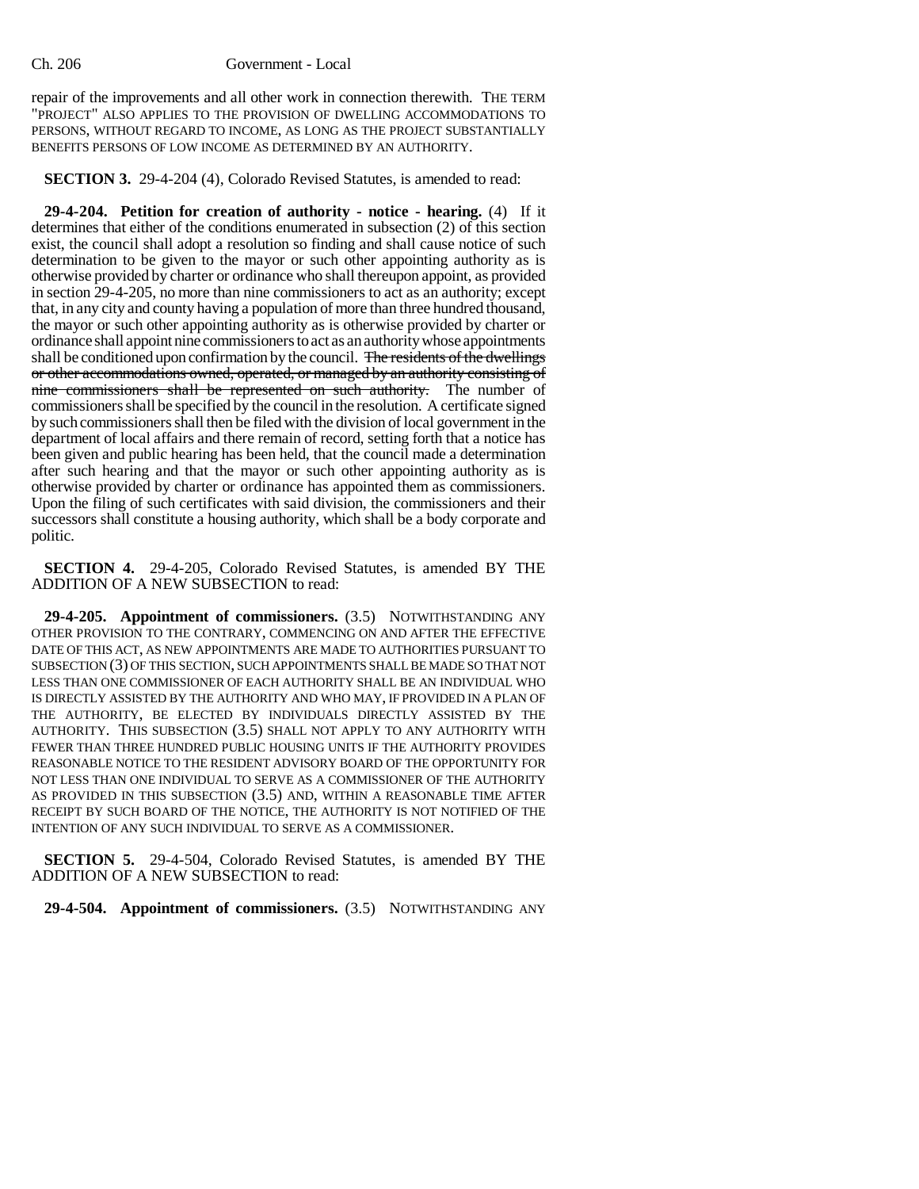repair of the improvements and all other work in connection therewith. THE TERM "PROJECT" ALSO APPLIES TO THE PROVISION OF DWELLING ACCOMMODATIONS TO PERSONS, WITHOUT REGARD TO INCOME, AS LONG AS THE PROJECT SUBSTANTIALLY BENEFITS PERSONS OF LOW INCOME AS DETERMINED BY AN AUTHORITY.

**SECTION 3.** 29-4-204 (4), Colorado Revised Statutes, is amended to read:

**29-4-204. Petition for creation of authority - notice - hearing.** (4) If it determines that either of the conditions enumerated in subsection (2) of this section exist, the council shall adopt a resolution so finding and shall cause notice of such determination to be given to the mayor or such other appointing authority as is otherwise provided by charter or ordinance who shall thereupon appoint, as provided in section 29-4-205, no more than nine commissioners to act as an authority; except that, in any city and county having a population of more than three hundred thousand, the mayor or such other appointing authority as is otherwise provided by charter or ordinance shall appoint nine commissioners to act as an authority whose appointments shall be conditioned upon confirmation by the council. ~~The residents of the dwellings or other accommodations owned, operated, or managed by an authority consisting of nine commissioners shall be represented on such authority.~~ The number of commissioners shall be specified by the council in the resolution. A certificate signed by such commissioners shall then be filed with the division of local government in the department of local affairs and there remain of record, setting forth that a notice has been given and public hearing has been held, that the council made a determination after such hearing and that the mayor or such other appointing authority as is otherwise provided by charter or ordinance has appointed them as commissioners. Upon the filing of such certificates with said division, the commissioners and their successors shall constitute a housing authority, which shall be a body corporate and politic.

**SECTION 4.** 29-4-205, Colorado Revised Statutes, is amended BY THE ADDITION OF A NEW SUBSECTION to read:

**29-4-205. Appointment of commissioners.** (3.5) NOTWITHSTANDING ANY OTHER PROVISION TO THE CONTRARY, COMMENCING ON AND AFTER THE EFFECTIVE DATE OF THIS ACT, AS NEW APPOINTMENTS ARE MADE TO AUTHORITIES PURSUANT TO SUBSECTION (3) OF THIS SECTION, SUCH APPOINTMENTS SHALL BE MADE SO THAT NOT LESS THAN ONE COMMISSIONER OF EACH AUTHORITY SHALL BE AN INDIVIDUAL WHO IS DIRECTLY ASSISTED BY THE AUTHORITY AND WHO MAY, IF PROVIDED IN A PLAN OF THE AUTHORITY, BE ELECTED BY INDIVIDUALS DIRECTLY ASSISTED BY THE AUTHORITY. THIS SUBSECTION (3.5) SHALL NOT APPLY TO ANY AUTHORITY WITH FEWER THAN THREE HUNDRED PUBLIC HOUSING UNITS IF THE AUTHORITY PROVIDES REASONABLE NOTICE TO THE RESIDENT ADVISORY BOARD OF THE OPPORTUNITY FOR NOT LESS THAN ONE INDIVIDUAL TO SERVE AS A COMMISSIONER OF THE AUTHORITY AS PROVIDED IN THIS SUBSECTION (3.5) AND, WITHIN A REASONABLE TIME AFTER RECEIPT BY SUCH BOARD OF THE NOTICE, THE AUTHORITY IS NOT NOTIFIED OF THE INTENTION OF ANY SUCH INDIVIDUAL TO SERVE AS A COMMISSIONER.

**SECTION 5.** 29-4-504, Colorado Revised Statutes, is amended BY THE ADDITION OF A NEW SUBSECTION to read:

**29-4-504. Appointment of commissioners.** (3.5) NOTWITHSTANDING ANY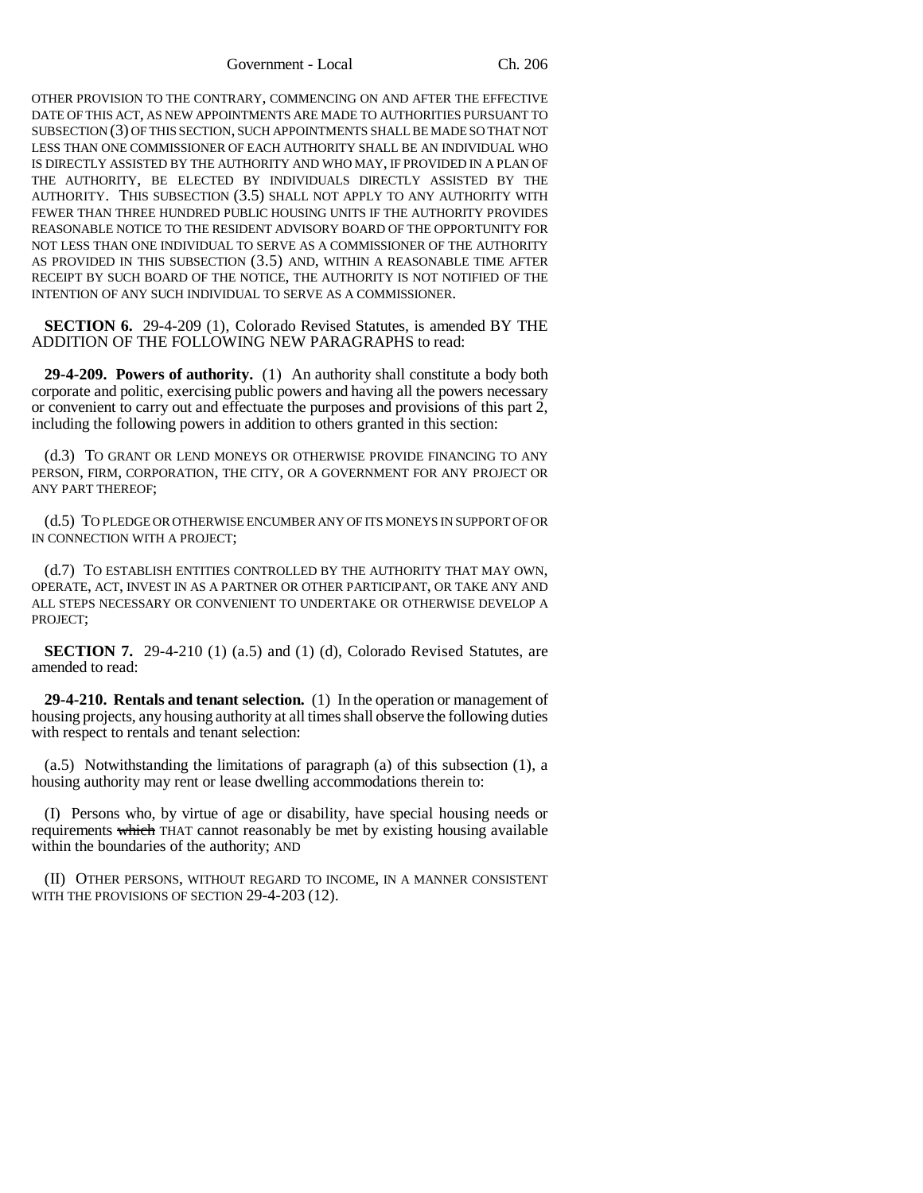OTHER PROVISION TO THE CONTRARY, COMMENCING ON AND AFTER THE EFFECTIVE DATE OF THIS ACT, AS NEW APPOINTMENTS ARE MADE TO AUTHORITIES PURSUANT TO SUBSECTION (3) OF THIS SECTION, SUCH APPOINTMENTS SHALL BE MADE SO THAT NOT LESS THAN ONE COMMISSIONER OF EACH AUTHORITY SHALL BE AN INDIVIDUAL WHO IS DIRECTLY ASSISTED BY THE AUTHORITY AND WHO MAY, IF PROVIDED IN A PLAN OF THE AUTHORITY, BE ELECTED BY INDIVIDUALS DIRECTLY ASSISTED BY THE AUTHORITY. THIS SUBSECTION (3.5) SHALL NOT APPLY TO ANY AUTHORITY WITH FEWER THAN THREE HUNDRED PUBLIC HOUSING UNITS IF THE AUTHORITY PROVIDES REASONABLE NOTICE TO THE RESIDENT ADVISORY BOARD OF THE OPPORTUNITY FOR NOT LESS THAN ONE INDIVIDUAL TO SERVE AS A COMMISSIONER OF THE AUTHORITY AS PROVIDED IN THIS SUBSECTION (3.5) AND, WITHIN A REASONABLE TIME AFTER RECEIPT BY SUCH BOARD OF THE NOTICE, THE AUTHORITY IS NOT NOTIFIED OF THE INTENTION OF ANY SUCH INDIVIDUAL TO SERVE AS A COMMISSIONER.

**SECTION 6.** 29-4-209 (1), Colorado Revised Statutes, is amended BY THE ADDITION OF THE FOLLOWING NEW PARAGRAPHS to read:

**29-4-209. Powers of authority.** (1) An authority shall constitute a body both corporate and politic, exercising public powers and having all the powers necessary or convenient to carry out and effectuate the purposes and provisions of this part 2, including the following powers in addition to others granted in this section:

(d.3) TO GRANT OR LEND MONEYS OR OTHERWISE PROVIDE FINANCING TO ANY PERSON, FIRM, CORPORATION, THE CITY, OR A GOVERNMENT FOR ANY PROJECT OR ANY PART THEREOF;

(d.5) TO PLEDGE OR OTHERWISE ENCUMBER ANY OF ITS MONEYS IN SUPPORT OF OR IN CONNECTION WITH A PROJECT;

(d.7) TO ESTABLISH ENTITIES CONTROLLED BY THE AUTHORITY THAT MAY OWN, OPERATE, ACT, INVEST IN AS A PARTNER OR OTHER PARTICIPANT, OR TAKE ANY AND ALL STEPS NECESSARY OR CONVENIENT TO UNDERTAKE OR OTHERWISE DEVELOP A PROJECT;

**SECTION 7.** 29-4-210 (1) (a.5) and (1) (d), Colorado Revised Statutes, are amended to read:

**29-4-210. Rentals and tenant selection.** (1) In the operation or management of housing projects, any housing authority at all times shall observe the following duties with respect to rentals and tenant selection:

(a.5) Notwithstanding the limitations of paragraph (a) of this subsection (1), a housing authority may rent or lease dwelling accommodations therein to:

(I) Persons who, by virtue of age or disability, have special housing needs or requirements ~~which~~ THAT cannot reasonably be met by existing housing available within the boundaries of the authority; AND

(II) OTHER PERSONS, WITHOUT REGARD TO INCOME, IN A MANNER CONSISTENT WITH THE PROVISIONS OF SECTION 29-4-203 (12).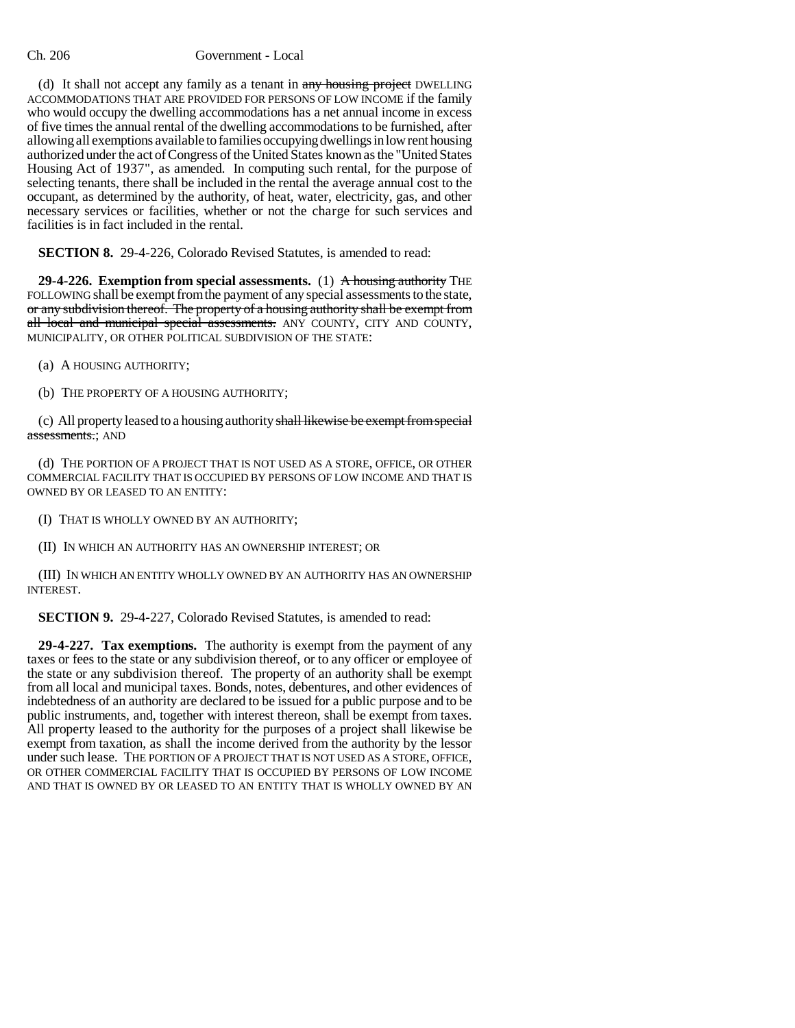(d) It shall not accept any family as a tenant in ~~any housing project~~ DWELLING ACCOMMODATIONS THAT ARE PROVIDED FOR PERSONS OF LOW INCOME if the family who would occupy the dwelling accommodations has a net annual income in excess of five times the annual rental of the dwelling accommodations to be furnished, after allowing all exemptions available to families occupying dwellings in low rent housing authorized under the act of Congress of the United States known as the "United States Housing Act of 1937", as amended. In computing such rental, for the purpose of selecting tenants, there shall be included in the rental the average annual cost to the occupant, as determined by the authority, of heat, water, electricity, gas, and other necessary services or facilities, whether or not the charge for such services and facilities is in fact included in the rental.

**SECTION 8.** 29-4-226, Colorado Revised Statutes, is amended to read:

**29-4-226. Exemption from special assessments.** (1) ~~A housing authority~~ THE FOLLOWING shall be exempt from the payment of any special assessments to the state, ~~or any subdivision thereof. The property of a housing authority shall be exempt from all local and municipal special assessments.~~ ANY COUNTY, CITY AND COUNTY, MUNICIPALITY, OR OTHER POLITICAL SUBDIVISION OF THE STATE:

(a) A HOUSING AUTHORITY;

(b) THE PROPERTY OF A HOUSING AUTHORITY;

(c) All property leased to a housing authority ~~shall likewise be exempt from special assessments.~~; AND

(d) THE PORTION OF A PROJECT THAT IS NOT USED AS A STORE, OFFICE, OR OTHER COMMERCIAL FACILITY THAT IS OCCUPIED BY PERSONS OF LOW INCOME AND THAT IS OWNED BY OR LEASED TO AN ENTITY:

(I) THAT IS WHOLLY OWNED BY AN AUTHORITY;

(II) IN WHICH AN AUTHORITY HAS AN OWNERSHIP INTEREST; OR

(III) IN WHICH AN ENTITY WHOLLY OWNED BY AN AUTHORITY HAS AN OWNERSHIP INTEREST.

**SECTION 9.** 29-4-227, Colorado Revised Statutes, is amended to read:

**29-4-227. Tax exemptions.** The authority is exempt from the payment of any taxes or fees to the state or any subdivision thereof, or to any officer or employee of the state or any subdivision thereof. The property of an authority shall be exempt from all local and municipal taxes. Bonds, notes, debentures, and other evidences of indebtedness of an authority are declared to be issued for a public purpose and to be public instruments, and, together with interest thereon, shall be exempt from taxes. All property leased to the authority for the purposes of a project shall likewise be exempt from taxation, as shall the income derived from the authority by the lessor under such lease. THE PORTION OF A PROJECT THAT IS NOT USED AS A STORE, OFFICE, OR OTHER COMMERCIAL FACILITY THAT IS OCCUPIED BY PERSONS OF LOW INCOME AND THAT IS OWNED BY OR LEASED TO AN ENTITY THAT IS WHOLLY OWNED BY AN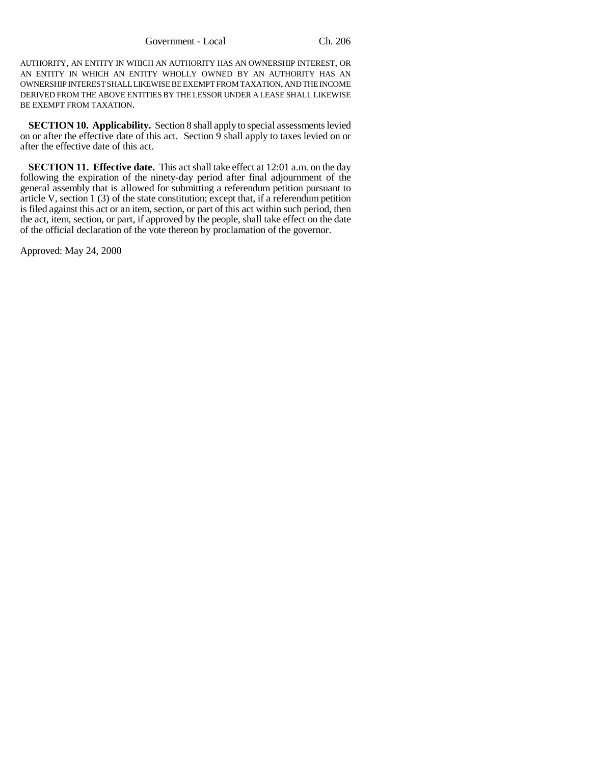AUTHORITY, AN ENTITY IN WHICH AN AUTHORITY HAS AN OWNERSHIP INTEREST, OR AN ENTITY IN WHICH AN ENTITY WHOLLY OWNED BY AN AUTHORITY HAS AN OWNERSHIP INTEREST SHALL LIKEWISE BE EXEMPT FROM TAXATION, AND THE INCOME DERIVED FROM THE ABOVE ENTITIES BY THE LESSOR UNDER A LEASE SHALL LIKEWISE BE EXEMPT FROM TAXATION.

**SECTION 10. Applicability.** Section 8 shall apply to special assessments levied on or after the effective date of this act. Section 9 shall apply to taxes levied on or after the effective date of this act.

**SECTION 11. Effective date.** This act shall take effect at 12:01 a.m. on the day following the expiration of the ninety-day period after final adjournment of the general assembly that is allowed for submitting a referendum petition pursuant to article V, section 1 (3) of the state constitution; except that, if a referendum petition is filed against this act or an item, section, or part of this act within such period, then the act, item, section, or part, if approved by the people, shall take effect on the date of the official declaration of the vote thereon by proclamation of the governor.

Approved: May 24, 2000